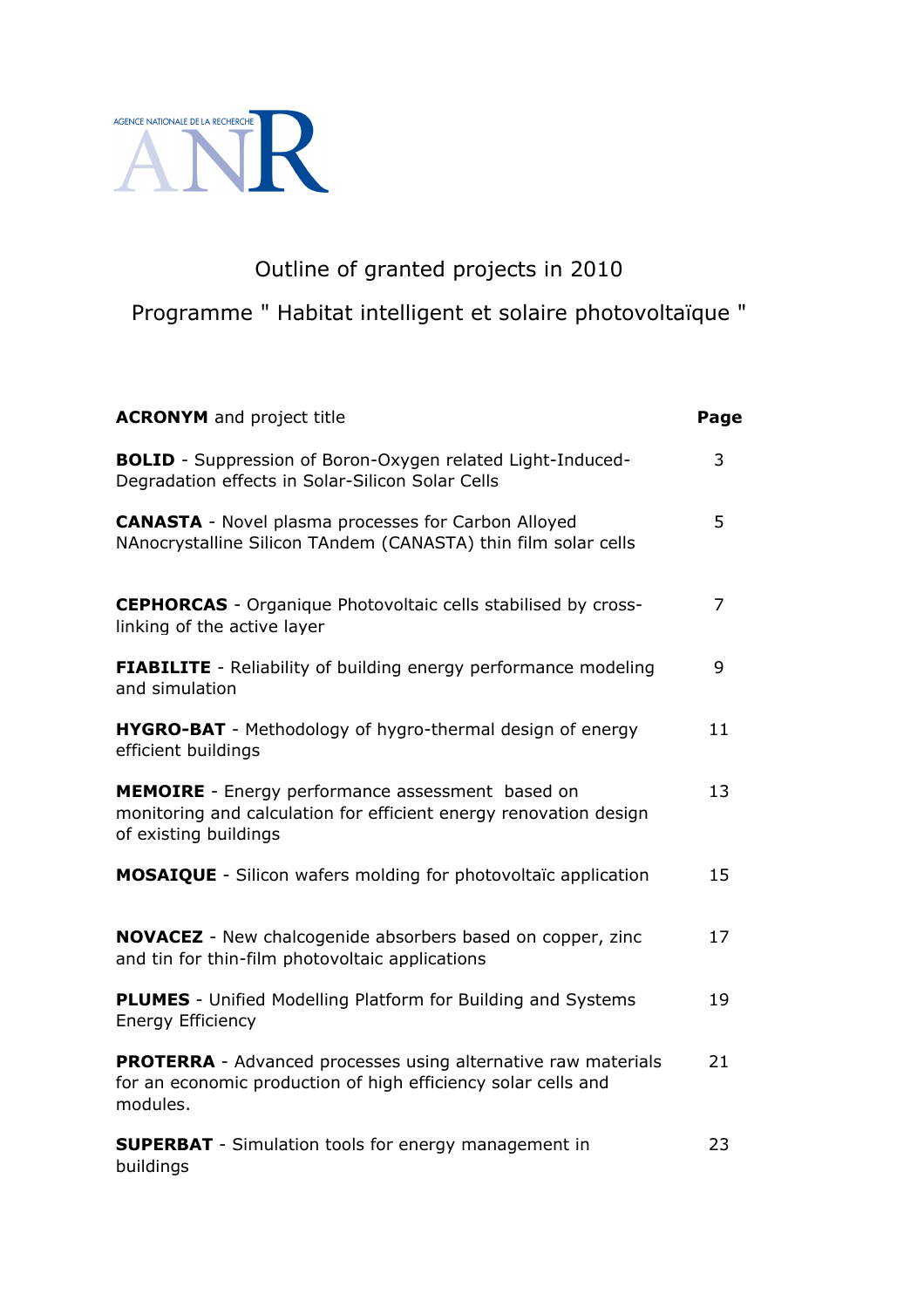AGENCE NATIONALE DE LA RECHERCHE

ANR

# Outline of granted projects in 2010

## Programme " Habitat intelligent et solaire photovoltaïque "

| **ACRONYM** and project title | **Page** |
| --- | --- |
| **BOLID** - Suppression of Boron-Oxygen related Light-Induced-Degradation effects in Solar-Silicon Solar Cells | 3 |
| **CANASTA** - Novel plasma processes for Carbon Alloyed NAnocrystalline Silicon TAndem (CANASTA) thin film solar cells | 5 |
| **CEPHORCAS** - Organique Photovoltaic cells stabilised by cross-linking of the active layer | 7 |
| **FIABILITE** - Reliability of building energy performance modeling and simulation | 9 |
| **HYGRO-BAT** - Methodology of hygro-thermal design of energy efficient buildings | 11 |
| **MEMOIRE** - Energy performance assessment based on monitoring and calculation for efficient energy renovation design of existing buildings | 13 |
| **MOSAIQUE** - Silicon wafers molding for photovoltaïc application | 15 |
| **NOVACEZ** - New chalcogenide absorbers based on copper, zinc and tin for thin-film photovoltaic applications | 17 |
| **PLUMES** - Unified Modelling Platform for Building and Systems Energy Efficiency | 19 |
| **PROTERRA** - Advanced processes using alternative raw materials for an economic production of high efficiency solar cells and modules. | 21 |
| **SUPERBAT** - Simulation tools for energy management in buildings | 23 |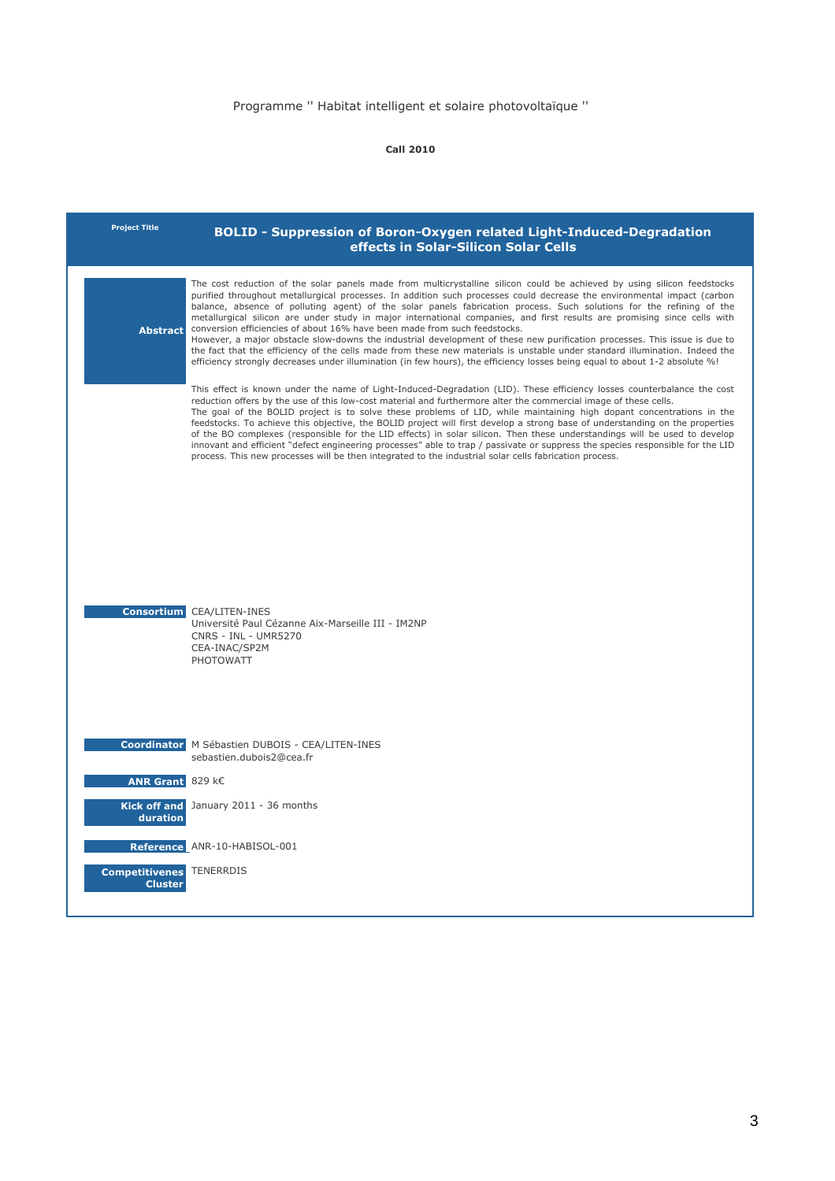Programme '' Habitat intelligent et solaire photovoltaïque ''

**Call 2010**

| **Project Title** | **BOLID - Suppression of Boron-Oxygen related Light-Induced-Degradation effects in Solar-Silicon Solar Cells** |
|---|---|
| **Abstract** | The cost reduction of the solar panels made from multicrystalline silicon could be achieved by using silicon feedstocks purified throughout metallurgical processes. In addition such processes could decrease the environmental impact (carbon balance, absence of polluting agent) of the solar panels fabrication process. Such solutions for the refining of the metallurgical silicon are under study in major international companies, and first results are promising since cells with conversion efficiencies of about 16% have been made from such feedstocks.<br>However, a major obstacle slow-downs the industrial development of these new purification processes. This issue is due to the fact that the efficiency of the cells made from these new materials is unstable under standard illumination. Indeed the efficiency strongly decreases under illumination (in few hours), the efficiency losses being equal to about 1-2 absolute %!<br><br>This effect is known under the name of Light-Induced-Degradation (LID). These efficiency losses counterbalance the cost reduction offers by the use of this low-cost material and furthermore alter the commercial image of these cells.<br>The goal of the BOLID project is to solve these problems of LID, while maintaining high dopant concentrations in the feedstocks. To achieve this objective, the BOLID project will first develop a strong base of understanding on the properties of the BO complexes (responsible for the LID effects) in solar silicon. Then these understandings will be used to develop innovant and efficient "defect engineering processes" able to trap / passivate or suppress the species responsible for the LID process. This new processes will be then integrated to the industrial solar cells fabrication process. |
| **Consortium** | CEA/LITEN-INES<br>Université Paul Cézanne Aix-Marseille III - IM2NP<br>CNRS - INL - UMR5270<br>CEA-INAC/SP2M<br>PHOTOWATT |
| **Coordinator** | M Sébastien DUBOIS - CEA/LITEN-INES<br>sebastien.dubois2@cea.fr |
| **ANR Grant** | 829 k€ |
| **Kick off and duration** | January 2011 - 36 months |
| **Reference** | ANR-10-HABISOL-001 |
| **Competitivenes Cluster** | TENERRDIS |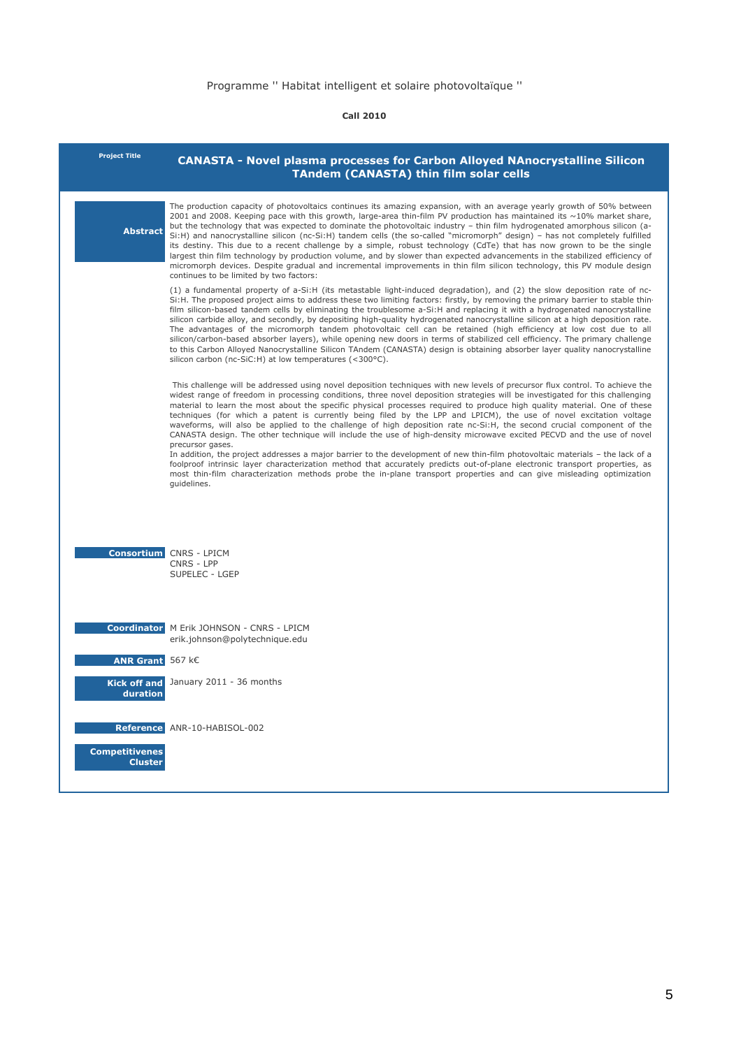Programme '' Habitat intelligent et solaire photovoltaïque ''

**Call 2010**

| **Project Title** | **CANASTA - Novel plasma processes for Carbon Alloyed NAnocrystalline Silicon TAndem (CANASTA) thin film solar cells** |
|---|---|
| **Abstract** | The production capacity of photovoltaics continues its amazing expansion, with an average yearly growth of 50% between 2001 and 2008. Keeping pace with this growth, large-area thin-film PV production has maintained its ~10% market share, but the technology that was expected to dominate the photovoltaic industry – thin film hydrogenated amorphous silicon (a-Si:H) and nanocrystalline silicon (nc-Si:H) tandem cells (the so-called "micromorph" design) – has not completely fulfilled its destiny. This due to a recent challenge by a simple, robust technology (CdTe) that has now grown to be the single largest thin film technology by production volume, and by slower than expected advancements in the stabilized efficiency of micromorph devices. Despite gradual and incremental improvements in thin film silicon technology, this PV module design continues to be limited by two factors:<br><br>(1) a fundamental property of a-Si:H (its metastable light-induced degradation), and (2) the slow deposition rate of nc-Si:H. The proposed project aims to address these two limiting factors: firstly, by removing the primary barrier to stable thin-film silicon-based tandem cells by eliminating the troublesome a-Si:H and replacing it with a hydrogenated nanocrystalline silicon carbide alloy, and secondly, by depositing high-quality hydrogenated nanocrystalline silicon at a high deposition rate. The advantages of the micromorph tandem photovoltaic cell can be retained (high efficiency at low cost due to all silicon/carbon-based absorber layers), while opening new doors in terms of stabilized cell efficiency. The primary challenge to this Carbon Alloyed Nanocrystalline Silicon TAndem (CANASTA) design is obtaining absorber layer quality nanocrystalline silicon carbon (nc-SiC:H) at low temperatures (<300°C).<br><br>This challenge will be addressed using novel deposition techniques with new levels of precursor flux control. To achieve the widest range of freedom in processing conditions, three novel deposition strategies will be investigated for this challenging material to learn the most about the specific physical processes required to produce high quality material. One of these techniques (for which a patent is currently being filed by the LPP and LPICM), the use of novel excitation voltage waveforms, will also be applied to the challenge of high deposition rate nc-Si:H, the second crucial component of the CANASTA design. The other technique will include the use of high-density microwave excited PECVD and the use of novel precursor gases.<br>In addition, the project addresses a major barrier to the development of new thin-film photovoltaic materials – the lack of a foolproof intrinsic layer characterization method that accurately predicts out-of-plane electronic transport properties, as most thin-film characterization methods probe the in-plane transport properties and can give misleading optimization guidelines. |
| **Consortium** | CNRS - LPICM<br>CNRS - LPP<br>SUPELEC - LGEP |
| **Coordinator** | M Erik JOHNSON - CNRS - LPICM<br>erik.johnson@polytechnique.edu |
| **ANR Grant** | 567 k€ |
| **Kick off and duration** | January 2011 - 36 months |
| **Reference** | ANR-10-HABISOL-002 |
| **Competitivenes Cluster** | |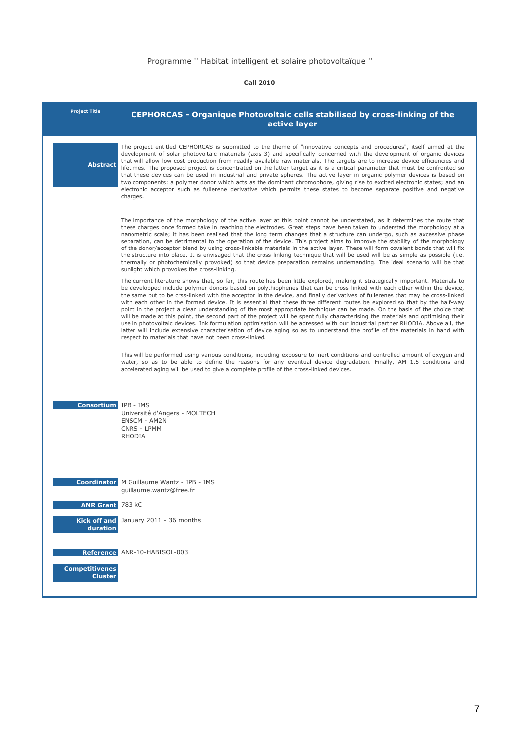Programme '' Habitat intelligent et solaire photovoltaïque ''

**Call 2010**

| **Project Title** | **CEPHORCAS - Organique Photovoltaic cells stabilised by cross-linking of the active layer** |
|---|---|

**Abstract**

The project entitled CEPHORCAS is submitted to the theme of "innovative concepts and procedures", itself aimed at the development of solar photovoltaic materials (axis 3) and specifically concerned with the development of organic devices that will allow low cost production from readily available raw materials. The targets are to increase device efficiencies and lifetimes. The proposed project is concentrated on the latter target as it is a critical parameter that must be confronted so that these devices can be used in industrial and private spheres. The active layer in organic polymer devices is based on two components: a polymer donor which acts as the dominant chromophore, giving rise to excited electronic states; and an electronic acceptor such as fullerene derivative which permits these states to become separate positive and negative charges.

The importance of the morphology of the active layer at this point cannot be understated, as it determines the route that these charges once formed take in reaching the electrodes. Great steps have been taken to understad the morphology at a nanometric scale; it has been realised that the long term changes that a structure can undergo, such as axcessive phase separation, can be detrimental to the operation of the device. This project aims to improve the stability of the morphology of the donor/acceptor blend by using cross-linkable materials in the active layer. These will form covalent bonds that will fix the structure into place. It is envisaged that the cross-linking technique that will be used will be as simple as possible (i.e. thermally or photochemically provoked) so that device preparation remains undemanding. The ideal scenario will be that sunlight which provokes the cross-linking.

The current literature shows that, so far, this route has been little explored, making it strategically important. Materials to be developped include polymer donors based on polythiophenes that can be cross-linked with each other within the device, the same but to be crss-linked with the acceptor in the device, and finally derivatives of fullerenes that may be cross-linked with each other in the formed device. It is essential that these three different routes be explored so that by the half-way point in the project a clear understanding of the most appropriate technique can be made. On the basis of the choice that will be made at this point, the second part of the project will be spent fully characterising the materials and optimising their use in photovoltaic devices. Ink formulation optimisation will be adressed with our industrial partner RHODIA. Above all, the latter will include extensive characterisation of device aging so as to understand the profile of the materials in hand with respect to materials that have not been cross-linked.

This will be performed using various conditions, including exposure to inert conditions and controlled amount of oxygen and water, so as to be able to define the reasons for any eventual device degradation. Finally, AM 1.5 conditions and accelerated aging will be used to give a complete profile of the cross-linked devices.

**Consortium**
IPB - IMS
Université d'Angers - MOLTECH
ENSCM - AM2N
CNRS - LPMM
RHODIA

**Coordinator**
M Guillaume Wantz - IPB - IMS
guillaume.wantz@free.fr

**ANR Grant** 783 k€

**Kick off and duration** January 2011 - 36 months

**Reference** ANR-10-HABISOL-003

**Competitivenes Cluster**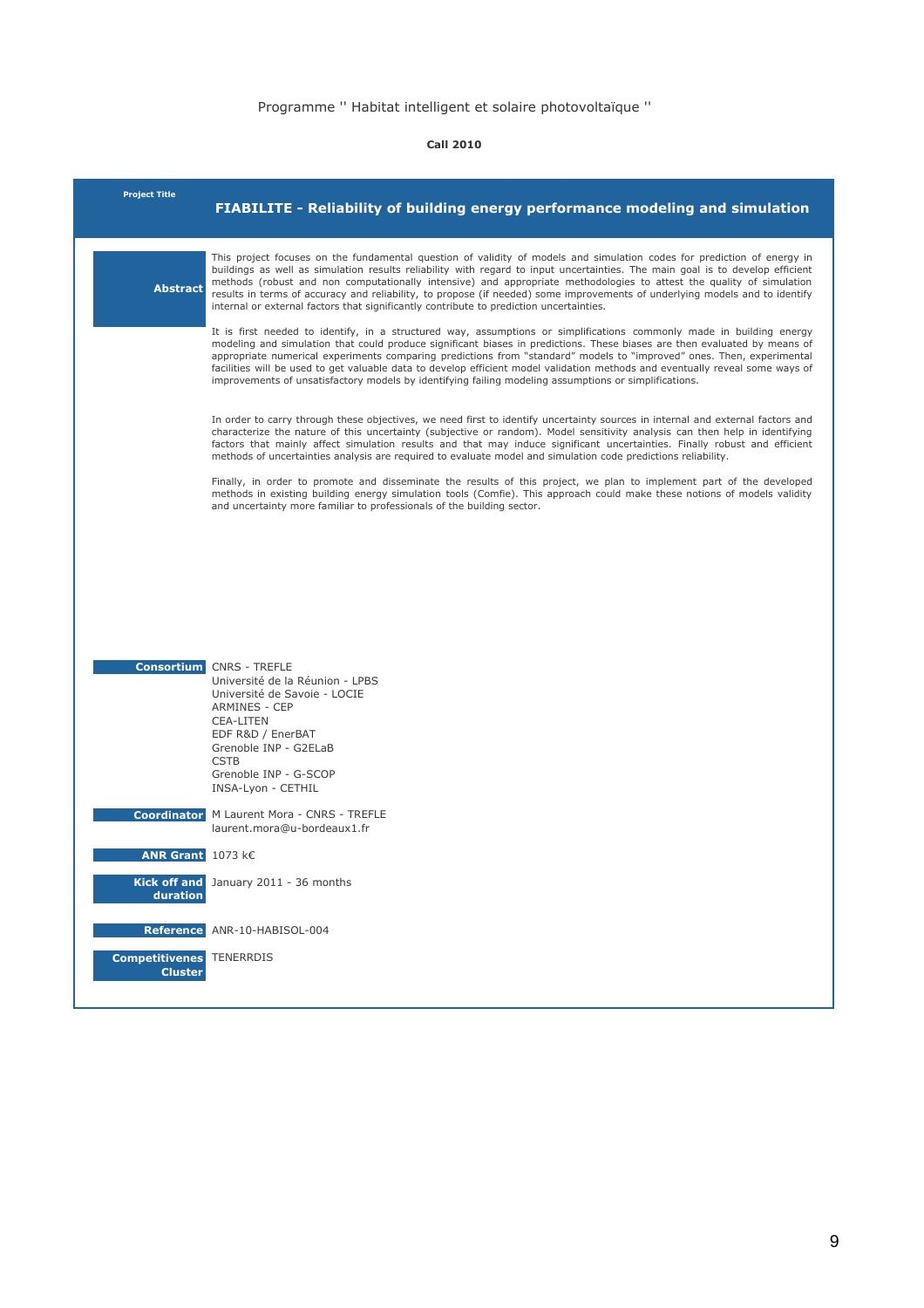Programme '' Habitat intelligent et solaire photovoltaïque ''

**Call 2010**

**Project Title**

# FIABILITE - Reliability of building energy performance modeling and simulation

**Abstract**

This project focuses on the fundamental question of validity of models and simulation codes for prediction of energy in buildings as well as simulation results reliability with regard to input uncertainties. The main goal is to develop efficient methods (robust and non computationally intensive) and appropriate methodologies to attest the quality of simulation results in terms of accuracy and reliability, to propose (if needed) some improvements of underlying models and to identify internal or external factors that significantly contribute to prediction uncertainties.

It is first needed to identify, in a structured way, assumptions or simplifications commonly made in building energy modeling and simulation that could produce significant biases in predictions. These biases are then evaluated by means of appropriate numerical experiments comparing predictions from "standard" models to "improved" ones. Then, experimental facilities will be used to get valuable data to develop efficient model validation methods and eventually reveal some ways of improvements of unsatisfactory models by identifying failing modeling assumptions or simplifications.

In order to carry through these objectives, we need first to identify uncertainty sources in internal and external factors and characterize the nature of this uncertainty (subjective or random). Model sensitivity analysis can then help in identifying factors that mainly affect simulation results and that may induce significant uncertainties. Finally robust and efficient methods of uncertainties analysis are required to evaluate model and simulation code predictions reliability.

Finally, in order to promote and disseminate the results of this project, we plan to implement part of the developed methods in existing building energy simulation tools (Comfie). This approach could make these notions of models validity and uncertainty more familiar to professionals of the building sector.

**Consortium**

CNRS - TREFLE  
Université de la Réunion - LPBS  
Université de Savoie - LOCIE  
ARMINES - CEP  
CEA-LITEN  
EDF R&D / EnerBAT  
Grenoble INP - G2ELaB  
CSTB  
Grenoble INP - G-SCOP  
INSA-Lyon - CETHIL

**Coordinator**

M Laurent Mora - CNRS - TREFLE  
laurent.mora@u-bordeaux1.fr

**ANR Grant**

1073 k€

**Kick off and duration**

January 2011 - 36 months

**Reference**

ANR-10-HABISOL-004

**Competitivenes Cluster**

TENERRDIS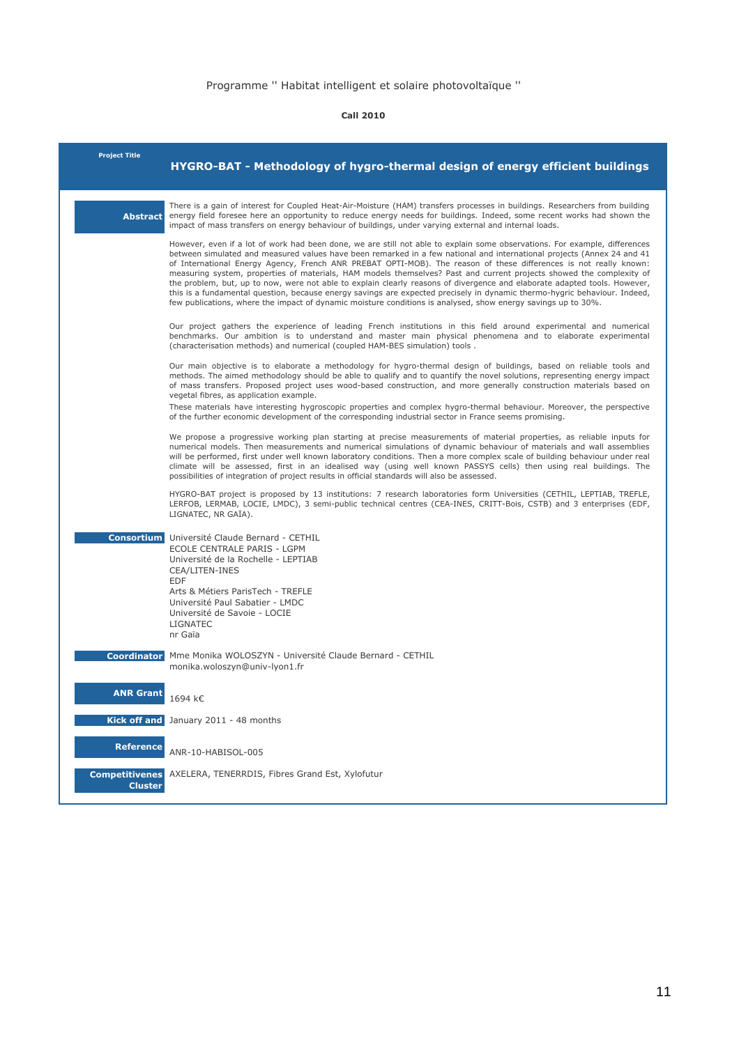Programme '' Habitat intelligent et solaire photovoltaïque ''

**Call 2010**

**Project Title**

## HYGRO-BAT - Methodology of hygro-thermal design of energy efficient buildings

**Abstract**

There is a gain of interest for Coupled Heat-Air-Moisture (HAM) transfers processes in buildings. Researchers from building energy field foresee here an opportunity to reduce energy needs for buildings. Indeed, some recent works had shown the impact of mass transfers on energy behaviour of buildings, under varying external and internal loads.

However, even if a lot of work had been done, we are still not able to explain some observations. For example, differences between simulated and measured values have been remarked in a few national and international projects (Annex 24 and 41 of International Energy Agency, French ANR PREBAT OPTI-MOB). The reason of these differences is not really known: measuring system, properties of materials, HAM models themselves? Past and current projects showed the complexity of the problem, but, up to now, were not able to explain clearly reasons of divergence and elaborate adapted tools. However, this is a fundamental question, because energy savings are expected precisely in dynamic thermo-hygric behaviour. Indeed, few publications, where the impact of dynamic moisture conditions is analysed, show energy savings up to 30%.

Our project gathers the experience of leading French institutions in this field around experimental and numerical benchmarks. Our ambition is to understand and master main physical phenomena and to elaborate experimental (characterisation methods) and numerical (coupled HAM-BES simulation) tools .

Our main objective is to elaborate a methodology for hygro-thermal design of buildings, based on reliable tools and methods. The aimed methodology should be able to qualify and to quantify the novel solutions, representing energy impact of mass transfers. Proposed project uses wood-based construction, and more generally construction materials based on vegetal fibres, as application example.
These materials have interesting hygroscopic properties and complex hygro-thermal behaviour. Moreover, the perspective of the further economic development of the corresponding industrial sector in France seems promising.

We propose a progressive working plan starting at precise measurements of material properties, as reliable inputs for numerical models. Then measurements and numerical simulations of dynamic behaviour of materials and wall assemblies will be performed, first under well known laboratory conditions. Then a more complex scale of building behaviour under real climate will be assessed, first in an idealised way (using well known PASSYS cells) then using real buildings. The possibilities of integration of project results in official standards will also be assessed.

HYGRO-BAT project is proposed by 13 institutions: 7 research laboratories form Universities (CETHIL, LEPTIAB, TREFLE, LERFOB, LERMAB, LOCIE, LMDC), 3 semi-public technical centres (CEA-INES, CRITT-Bois, CSTB) and 3 enterprises (EDF, LIGNATEC, NR GAÏA).

**Consortium**

Université Claude Bernard - CETHIL
ECOLE CENTRALE PARIS - LGPM
Université de la Rochelle - LEPTIAB
CEA/LITEN-INES
EDF
Arts & Métiers ParisTech - TREFLE
Université Paul Sabatier - LMDC
Université de Savoie - LOCIE
LIGNATEC
nr Gaïa

**Coordinator**

Mme Monika WOLOSZYN - Université Claude Bernard - CETHIL
monika.woloszyn@univ-lyon1.fr

**ANR Grant**

1694 k€

**Kick off and**

January 2011 - 48 months

**Reference**

ANR-10-HABISOL-005

**Competitivenes Cluster**

AXELERA, TENERRDIS, Fibres Grand Est, Xylofutur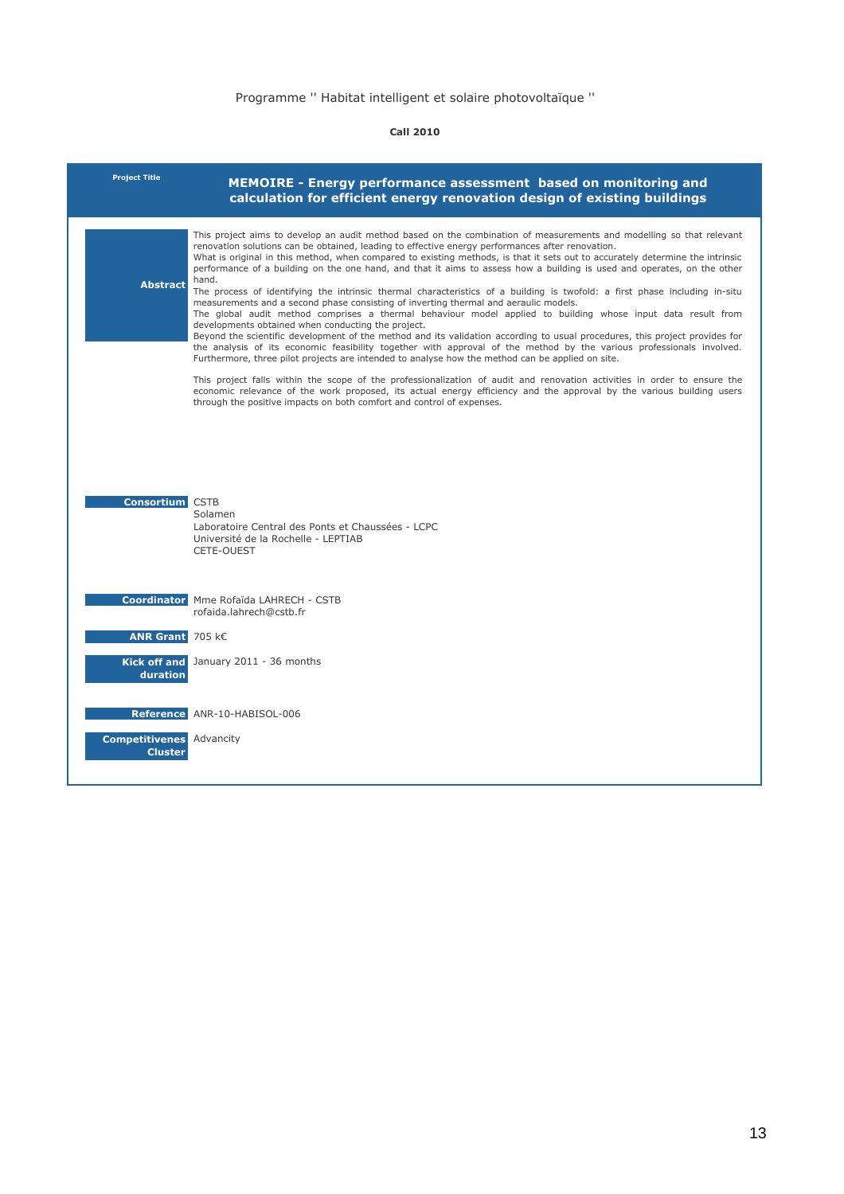Programme '' Habitat intelligent et solaire photovoltaïque ''

**Call 2010**

| **Project Title** | **MEMOIRE - Energy performance assessment based on monitoring and calculation for efficient energy renovation design of existing buildings** |
|---|---|
| **Abstract** | This project aims to develop an audit method based on the combination of measurements and modelling so that relevant renovation solutions can be obtained, leading to effective energy performances after renovation.<br>What is original in this method, when compared to existing methods, is that it sets out to accurately determine the intrinsic performance of a building on the one hand, and that it aims to assess how a building is used and operates, on the other hand.<br>The process of identifying the intrinsic thermal characteristics of a building is twofold: a first phase including in-situ measurements and a second phase consisting of inverting thermal and aeraulic models.<br>The global audit method comprises a thermal behaviour model applied to building whose input data result from developments obtained when conducting the project.<br>Beyond the scientific development of the method and its validation according to usual procedures, this project provides for the analysis of its economic feasibility together with approval of the method by the various professionals involved. Furthermore, three pilot projects are intended to analyse how the method can be applied on site.<br><br>This project falls within the scope of the professionalization of audit and renovation activities in order to ensure the economic relevance of the work proposed, its actual energy efficiency and the approval by the various building users through the positive impacts on both comfort and control of expenses. |
| **Consortium** | CSTB<br>Solamen<br>Laboratoire Central des Ponts et Chaussées - LCPC<br>Université de la Rochelle - LEPTIAB<br>CETE-OUEST |
| **Coordinator** | Mme Rofaïda LAHRECH - CSTB<br>rofaida.lahrech@cstb.fr |
| **ANR Grant** | 705 k€ |
| **Kick off and duration** | January 2011 - 36 months |
| **Reference** | ANR-10-HABISOL-006 |
| **Competitivenes Cluster** | Advancity |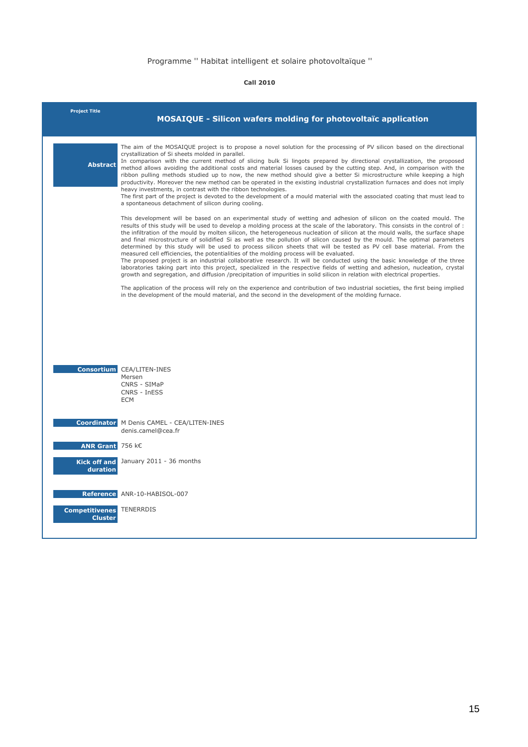Programme '' Habitat intelligent et solaire photovoltaïque ''

**Call 2010**

| **Project Title** | **MOSAIQUE - Silicon wafers molding for photovoltaïc application** |
|---|---|
| **Abstract** | The aim of the MOSAIQUE project is to propose a novel solution for the processing of PV silicon based on the directional crystallization of Si sheets molded in parallel.<br>In comparison with the current method of slicing bulk Si lingots prepared by directional crystallization, the proposed method allows avoiding the additional costs and material losses caused by the cutting step. And, in comparison with the ribbon pulling methods studied up to now, the new method should give a better Si microstructure while keeping a high productivity. Moreover the new method can be operated in the existing industrial crystallization furnaces and does not imply heavy investments, in contrast with the ribbon technologies.<br>The first part of the project is devoted to the development of a mould material with the associated coating that must lead to a spontaneous detachment of silicon during cooling.<br><br>This development will be based on an experimental study of wetting and adhesion of silicon on the coated mould. The results of this study will be used to develop a molding process at the scale of the laboratory. This consists in the control of : the infiltration of the mould by molten silicon, the heterogeneous nucleation of silicon at the mould walls, the surface shape and final microstructure of solidified Si as well as the pollution of silicon caused by the mould. The optimal parameters determined by this study will be used to process silicon sheets that will be tested as PV cell base material. From the measured cell efficiencies, the potentialities of the molding process will be evaluated.<br>The proposed project is an industrial collaborative research. It will be conducted using the basic knowledge of the three laboratories taking part into this project, specialized in the respective fields of wetting and adhesion, nucleation, crystal growth and segregation, and diffusion /precipitation of impurities in solid silicon in relation with electrical properties.<br><br>The application of the process will rely on the experience and contribution of two industrial societies, the first being implied in the development of the mould material, and the second in the development of the molding furnace. |
| **Consortium** | CEA/LITEN-INES<br>Mersen<br>CNRS - SIMaP<br>CNRS - InESS<br>ECM |
| **Coordinator** | M Denis CAMEL - CEA/LITEN-INES<br>denis.camel@cea.fr |
| **ANR Grant** | 756 k€ |
| **Kick off and duration** | January 2011 - 36 months |
| **Reference** | ANR-10-HABISOL-007 |
| **Competitivenes Cluster** | TENERRDIS |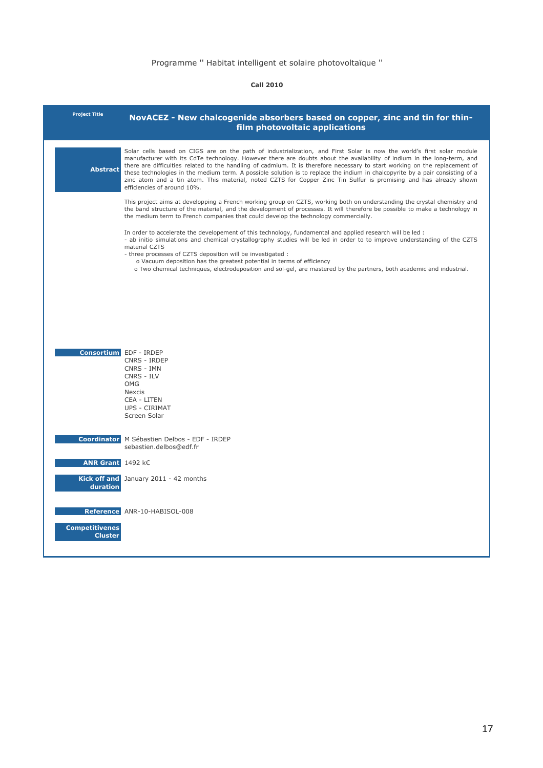Programme '' Habitat intelligent et solaire photovoltaïque ''

**Call 2010**

| **Project Title** | **NovACEZ - New chalcogenide absorbers based on copper, zinc and tin for thin-film photovoltaic applications** |
|---|---|

**Abstract**

Solar cells based on CIGS are on the path of industrialization, and First Solar is now the world's first solar module manufacturer with its CdTe technology. However there are doubts about the availability of indium in the long-term, and there are difficulties related to the handling of cadmium. It is therefore necessary to start working on the replacement of these technologies in the medium term. A possible solution is to replace the indium in chalcopyrite by a pair consisting of a zinc atom and a tin atom. This material, noted CZTS for Copper Zinc Tin Sulfur is promising and has already shown efficiencies of around 10%.

This project aims at developping a French working group on CZTS, working both on understanding the crystal chemistry and the band structure of the material, and the development of processes. It will therefore be possible to make a technology in the medium term to French companies that could develop the technology commercially.

In order to accelerate the developement of this technology, fundamental and applied research will be led :
- ab initio simulations and chemical crystallography studies will be led in order to to improve understanding of the CZTS material CZTS
- three processes of CZTS deposition will be investigated :
  - o Vacuum deposition has the greatest potential in terms of efficiency
  - o Two chemical techniques, electrodeposition and sol-gel, are mastered by the partners, both academic and industrial.

**Consortium**

EDF - IRDEP
CNRS - IRDEP
CNRS - IMN
CNRS - ILV
OMG
Nexcis
CEA - LITEN
UPS - CIRIMAT
Screen Solar

**Coordinator**

M Sébastien Delbos - EDF - IRDEP
sebastien.delbos@edf.fr

**ANR Grant** 1492 k€

**Kick off and duration** January 2011 - 42 months

**Reference** ANR-10-HABISOL-008

**Competitivenes Cluster**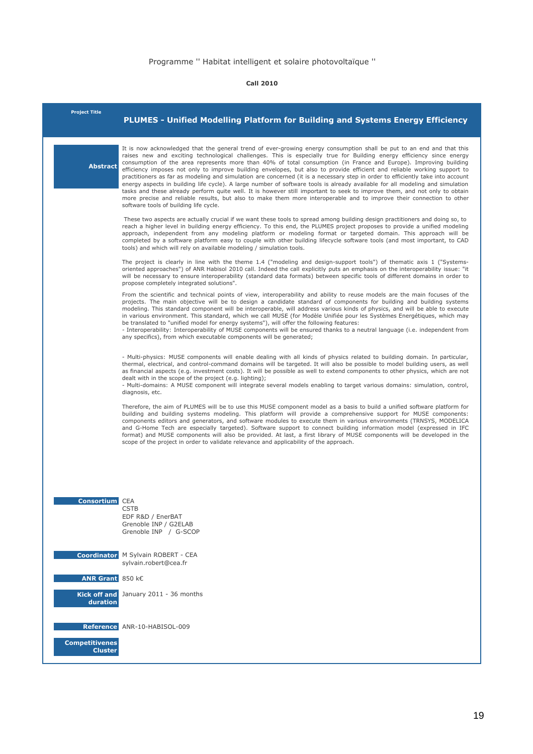Programme '' Habitat intelligent et solaire photovoltaïque ''

**Call 2010**

**Project Title**

# PLUMES - Unified Modelling Platform for Building and Systems Energy Efficiency

**Abstract**

It is now acknowledged that the general trend of ever-growing energy consumption shall be put to an end and that this raises new and exciting technological challenges. This is especially true for Building energy efficiency since energy consumption of the area represents more than 40% of total consumption (in France and Europe). Improving building efficiency imposes not only to improve building envelopes, but also to provide efficient and reliable working support to practitioners as far as modeling and simulation are concerned (it is a necessary step in order to efficiently take into account energy aspects in building life cycle). A large number of software tools is already available for all modeling and simulation tasks and these already perform quite well. It is however still important to seek to improve them, and not only to obtain more precise and reliable results, but also to make them more interoperable and to improve their connection to other software tools of building life cycle.

These two aspects are actually crucial if we want these tools to spread among building design practitioners and doing so, to reach a higher level in building energy efficiency. To this end, the PLUMES project proposes to provide a unified modeling approach, independent from any modeling platform or modeling format or targeted domain. This approach will be completed by a software platform easy to couple with other building lifecycle software tools (and most important, to CAD tools) and which will rely on available modeling / simulation tools.

The project is clearly in line with the theme 1.4 ("modeling and design-support tools") of thematic axis 1 ("Systems-oriented approaches") of ANR Habisol 2010 call. Indeed the call explicitly puts an emphasis on the interoperability issue: "it will be necessary to ensure interoperability (standard data formats) between specific tools of different domains in order to propose completely integrated solutions".

From the scientific and technical points of view, interoperability and ability to reuse models are the main focuses of the projects. The main objective will be to design a candidate standard of components for building and building systems modeling. This standard component will be interoperable, will address various kinds of physics, and will be able to execute in various environment. This standard, which we call MUSE (for Modèle Unifiée pour les Systèmes Energétiques, which may be translated to "unified model for energy systems"), will offer the following features:
- Interoperability: Interoperability of MUSE components will be ensured thanks to a neutral language (i.e. independent from any specifics), from which executable components will be generated;

- Multi-physics: MUSE components will enable dealing with all kinds of physics related to building domain. In particular, thermal, electrical, and control-command domains will be targeted. It will also be possible to model building users, as well as financial aspects (e.g. investment costs). It will be possible as well to extend components to other physics, which are not dealt with in the scope of the project (e.g. lighting);
- Multi-domains: A MUSE component will integrate several models enabling to target various domains: simulation, control, diagnosis, etc.

Therefore, the aim of PLUMES will be to use this MUSE component model as a basis to build a unified software platform for building and building systems modeling. This platform will provide a comprehensive support for MUSE components: components editors and generators, and software modules to execute them in various environments (TRNSYS, MODELICA and G-Home Tech are especially targeted). Software support to connect building information model (expressed in IFC format) and MUSE components will also be provided. At last, a first library of MUSE components will be developed in the scope of the project in order to validate relevance and applicability of the approach.

**Consortium**

CEA
CSTB
EDF R&D / EnerBAT
Grenoble INP / G2ELAB
Grenoble INP / G-SCOP

**Coordinator**

M Sylvain ROBERT - CEA
sylvain.robert@cea.fr

**ANR Grant**

850 k€

**Kick off and duration**

January 2011 - 36 months

**Reference**

ANR-10-HABISOL-009

**Competitivenes Cluster**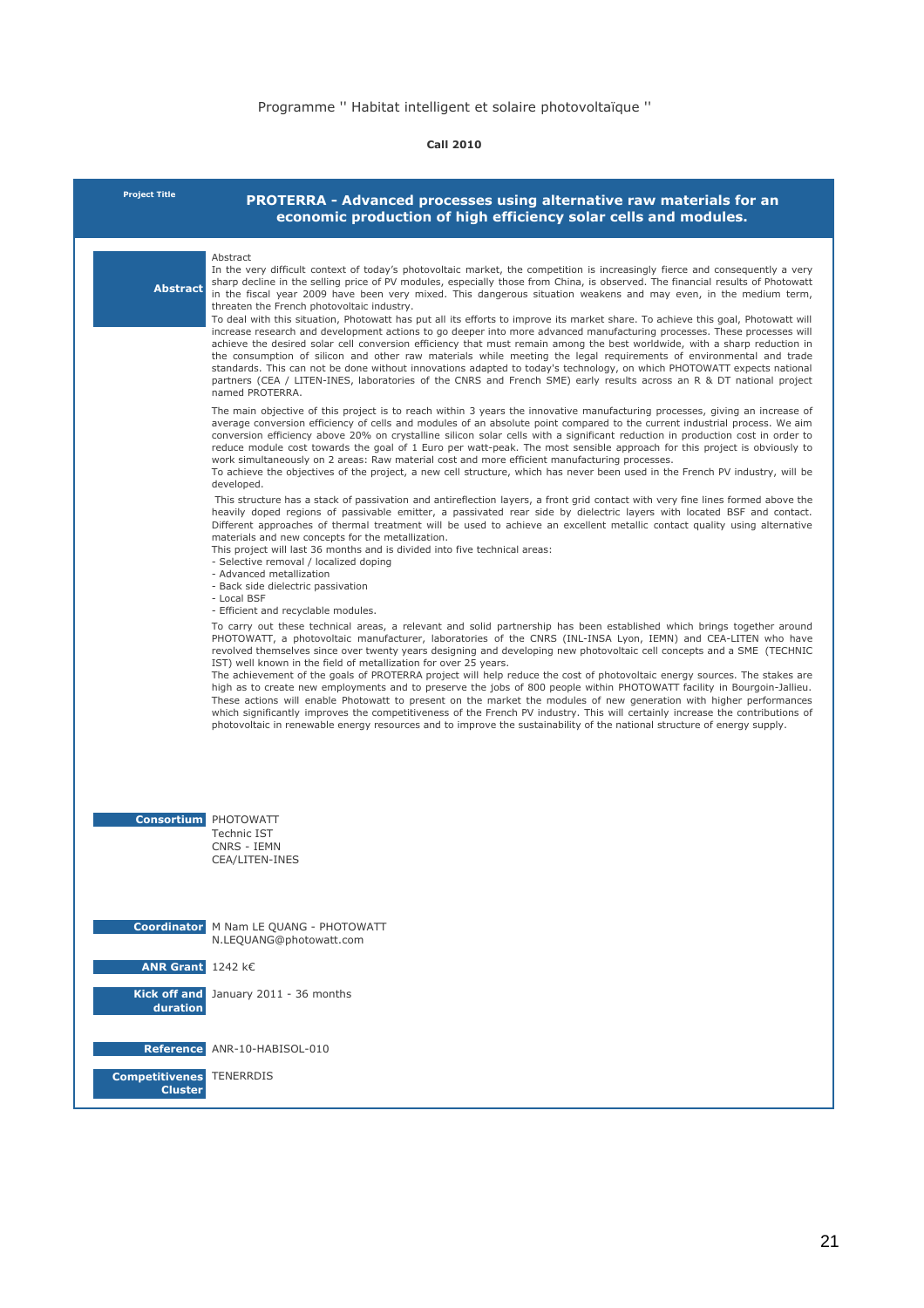Programme '' Habitat intelligent et solaire photovoltaïque ''

**Call 2010**

**Project Title**

## PROTERRA - Advanced processes using alternative raw materials for an economic production of high efficiency solar cells and modules.

**Abstract**

Abstract
In the very difficult context of today's photovoltaic market, the competition is increasingly fierce and consequently a very sharp decline in the selling price of PV modules, especially those from China, is observed. The financial results of Photowatt in the fiscal year 2009 have been very mixed. This dangerous situation weakens and may even, in the medium term, threaten the French photovoltaic industry.
To deal with this situation, Photowatt has put all its efforts to improve its market share. To achieve this goal, Photowatt will increase research and development actions to go deeper into more advanced manufacturing processes. These processes will achieve the desired solar cell conversion efficiency that must remain among the best worldwide, with a sharp reduction in the consumption of silicon and other raw materials while meeting the legal requirements of environmental and trade standards. This can not be done without innovations adapted to today's technology, on which PHOTOWATT expects national partners (CEA / LITEN-INES, laboratories of the CNRS and French SME) early results across an R & DT national project named PROTERRA.

The main objective of this project is to reach within 3 years the innovative manufacturing processes, giving an increase of average conversion efficiency of cells and modules of an absolute point compared to the current industrial process. We aim conversion efficiency above 20% on crystalline silicon solar cells with a significant reduction in production cost in order to reduce module cost towards the goal of 1 Euro per watt-peak. The most sensible approach for this project is obviously to work simultaneously on 2 areas: Raw material cost and more efficient manufacturing processes.
To achieve the objectives of the project, a new cell structure, which has never been used in the French PV industry, will be developed.

This structure has a stack of passivation and antireflection layers, a front grid contact with very fine lines formed above the heavily doped regions of passivable emitter, a passivated rear side by dielectric layers with located BSF and contact. Different approaches of thermal treatment will be used to achieve an excellent metallic contact quality using alternative materials and new concepts for the metallization.
This project will last 36 months and is divided into five technical areas:
- Selective removal / localized doping
- Advanced metallization
- Back side dielectric passivation
- Local BSF
- Efficient and recyclable modules.

To carry out these technical areas, a relevant and solid partnership has been established which brings together around PHOTOWATT, a photovoltaic manufacturer, laboratories of the CNRS (INL-INSA Lyon, IEMN) and CEA-LITEN who have revolved themselves since over twenty years designing and developing new photovoltaic cell concepts and a SME (TECHNIC IST) well known in the field of metallization for over 25 years.
The achievement of the goals of PROTERRA project will help reduce the cost of photovoltaic energy sources. The stakes are high as to create new employments and to preserve the jobs of 800 people within PHOTOWATT facility in Bourgoin-Jallieu. These actions will enable Photowatt to present on the market the modules of new generation with higher performances which significantly improves the competitiveness of the French PV industry. This will certainly increase the contributions of photovoltaic in renewable energy resources and to improve the sustainability of the national structure of energy supply.

**Consortium**
PHOTOWATT
Technic IST
CNRS - IEMN
CEA/LITEN-INES

**Coordinator**
M Nam LE QUANG - PHOTOWATT
N.LEQUANG@photowatt.com

**ANR Grant** 1242 k€

**Kick off and duration** January 2011 - 36 months

**Reference** ANR-10-HABISOL-010

**Competitivenes Cluster** TENERRDIS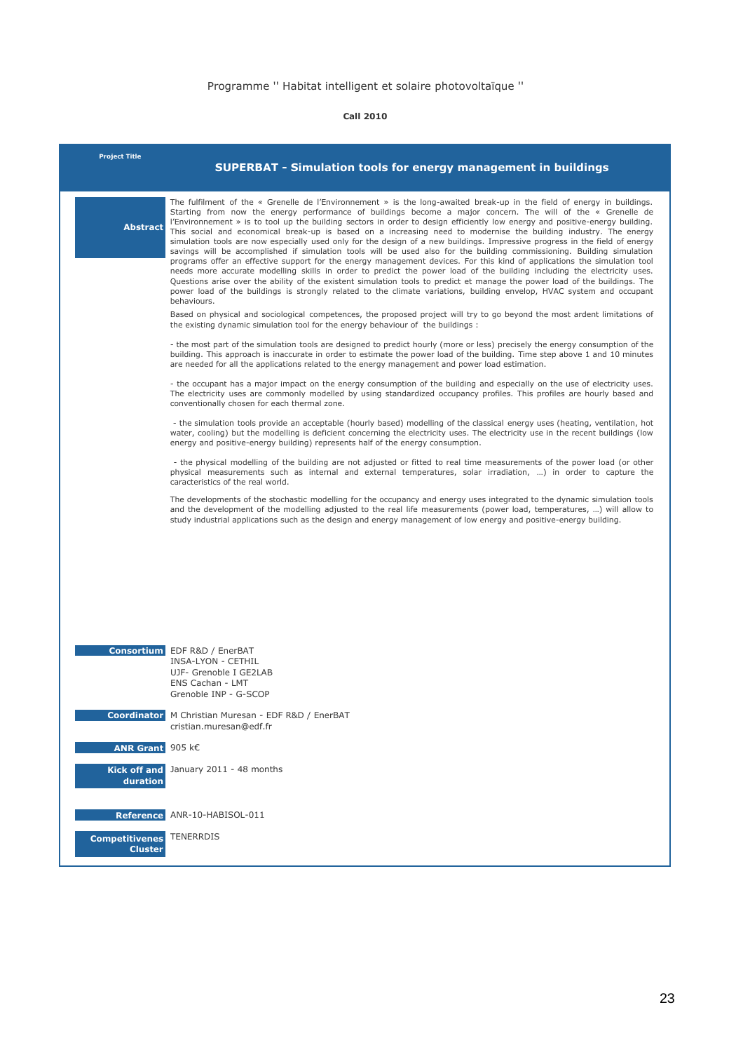Programme '' Habitat intelligent et solaire photovoltaïque ''

**Call 2010**

**Project Title**

## SUPERBAT - Simulation tools for energy management in buildings

**Abstract**

The fulfilment of the « Grenelle de l'Environnement » is the long-awaited break-up in the field of energy in buildings. Starting from now the energy performance of buildings become a major concern. The will of the « Grenelle de l'Environnement » is to tool up the building sectors in order to design efficiently low energy and positive-energy building. This social and economical break-up is based on a increasing need to modernise the building industry. The energy simulation tools are now especially used only for the design of a new buildings. Impressive progress in the field of energy savings will be accomplished if simulation tools will be used also for the building commissioning. Building simulation programs offer an effective support for the energy management devices. For this kind of applications the simulation tool needs more accurate modelling skills in order to predict the power load of the building including the electricity uses. Questions arise over the ability of the existent simulation tools to predict et manage the power load of the buildings. The power load of the buildings is strongly related to the climate variations, building envelop, HVAC system and occupant behaviours.

Based on physical and sociological competences, the proposed project will try to go beyond the most ardent limitations of the existing dynamic simulation tool for the energy behaviour of the buildings :

- the most part of the simulation tools are designed to predict hourly (more or less) precisely the energy consumption of the building. This approach is inaccurate in order to estimate the power load of the building. Time step above 1 and 10 minutes are needed for all the applications related to the energy management and power load estimation.

- the occupant has a major impact on the energy consumption of the building and especially on the use of electricity uses. The electricity uses are commonly modelled by using standardized occupancy profiles. This profiles are hourly based and conventionally chosen for each thermal zone.

- the simulation tools provide an acceptable (hourly based) modelling of the classical energy uses (heating, ventilation, hot water, cooling) but the modelling is deficient concerning the electricity uses. The electricity use in the recent buildings (low energy and positive-energy building) represents half of the energy consumption.

- the physical modelling of the building are not adjusted or fitted to real time measurements of the power load (or other physical measurements such as internal and external temperatures, solar irradiation, …) in order to capture the caracteristics of the real world.

The developments of the stochastic modelling for the occupancy and energy uses integrated to the dynamic simulation tools and the development of the modelling adjusted to the real life measurements (power load, temperatures, …) will allow to study industrial applications such as the design and energy management of low energy and positive-energy building.

**Consortium**

EDF R&D / EnerBAT
INSA-LYON - CETHIL
UJF- Grenoble I GE2LAB
ENS Cachan - LMT
Grenoble INP - G-SCOP

**Coordinator**

M Christian Muresan - EDF R&D / EnerBAT
cristian.muresan@edf.fr

**ANR Grant**

905 k€

**Kick off and duration**

January 2011 - 48 months

**Reference**

ANR-10-HABISOL-011

**Competitivenes Cluster**

TENERRDIS